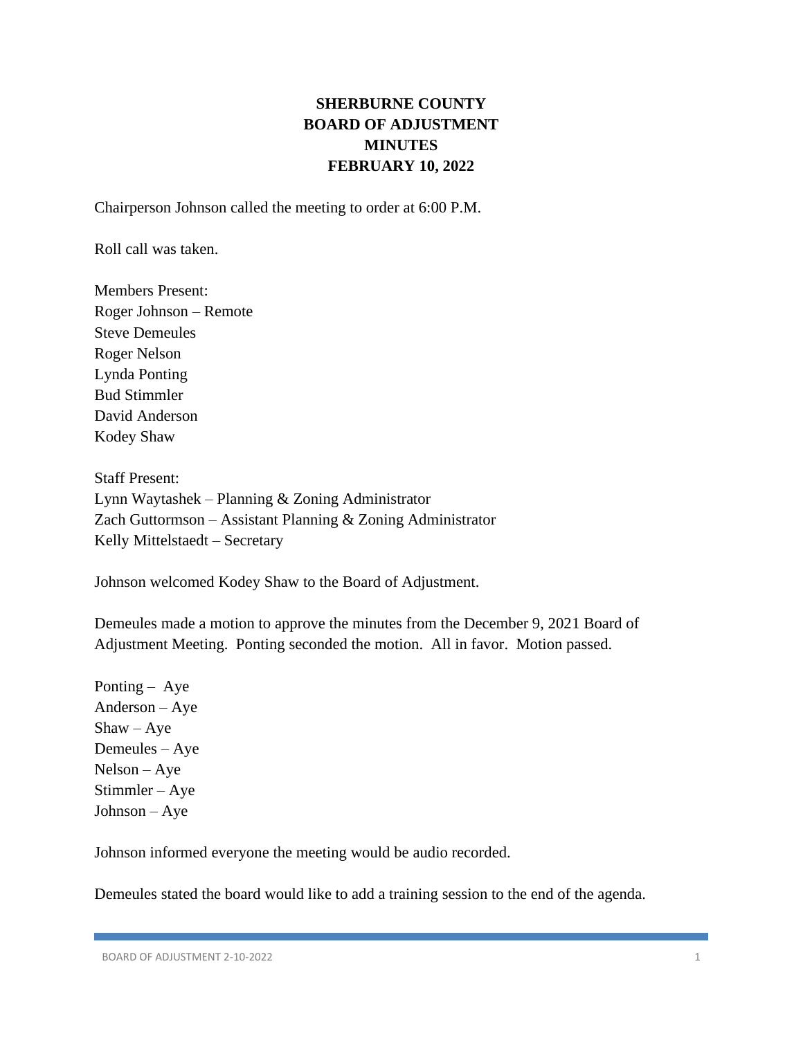# SHERBURNE COUNTY
# BOARD OF ADJUSTMENT
# MINUTES
# FEBRUARY 10, 2022

Chairperson Johnson called the meeting to order at 6:00 P.M.

Roll call was taken.

Members Present:
Roger Johnson – Remote
Steve Demeules
Roger Nelson
Lynda Ponting
Bud Stimmler
David Anderson
Kodey Shaw

Staff Present:
Lynn Waytashek – Planning & Zoning Administrator
Zach Guttormson – Assistant Planning & Zoning Administrator
Kelly Mittelstaedt – Secretary

Johnson welcomed Kodey Shaw to the Board of Adjustment.

Demeules made a motion to approve the minutes from the December 9, 2021 Board of Adjustment Meeting. Ponting seconded the motion. All in favor. Motion passed.

Ponting – Aye
Anderson – Aye
Shaw – Aye
Demeules – Aye
Nelson – Aye
Stimmler – Aye
Johnson – Aye

Johnson informed everyone the meeting would be audio recorded.

Demeules stated the board would like to add a training session to the end of the agenda.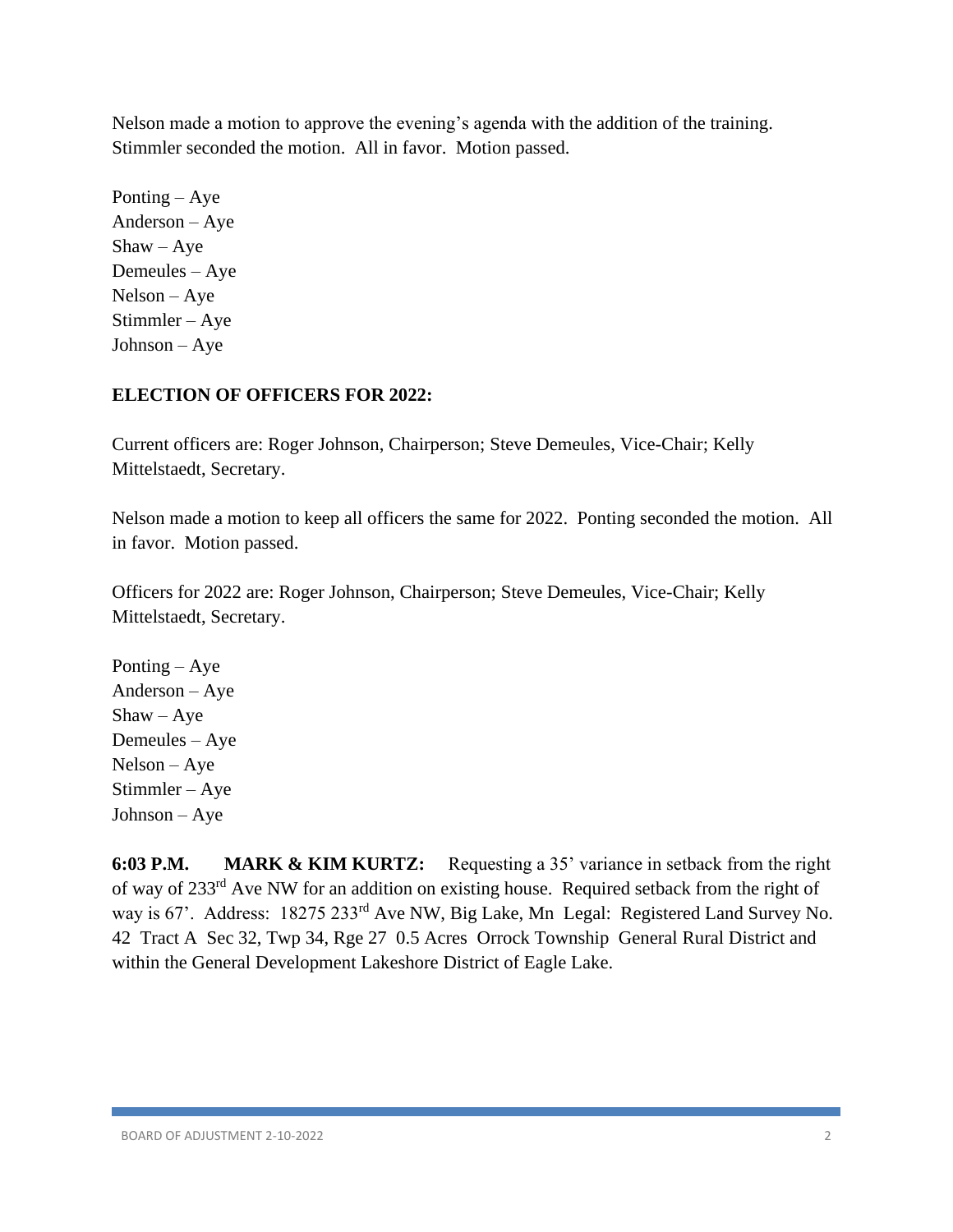Nelson made a motion to approve the evening's agenda with the addition of the training. Stimmler seconded the motion. All in favor. Motion passed.

Ponting – Aye
Anderson – Aye
Shaw – Aye
Demeules – Aye
Nelson – Aye
Stimmler – Aye
Johnson – Aye

**ELECTION OF OFFICERS FOR 2022:**

Current officers are: Roger Johnson, Chairperson; Steve Demeules, Vice-Chair; Kelly Mittelstaedt, Secretary.

Nelson made a motion to keep all officers the same for 2022. Ponting seconded the motion. All in favor. Motion passed.

Officers for 2022 are: Roger Johnson, Chairperson; Steve Demeules, Vice-Chair; Kelly Mittelstaedt, Secretary.

Ponting – Aye
Anderson – Aye
Shaw – Aye
Demeules – Aye
Nelson – Aye
Stimmler – Aye
Johnson – Aye

**6:03 P.M. MARK & KIM KURTZ:** Requesting a 35' variance in setback from the right of way of 233rd Ave NW for an addition on existing house. Required setback from the right of way is 67'. Address: 18275 233rd Ave NW, Big Lake, Mn Legal: Registered Land Survey No. 42 Tract A Sec 32, Twp 34, Rge 27 0.5 Acres Orrock Township General Rural District and within the General Development Lakeshore District of Eagle Lake.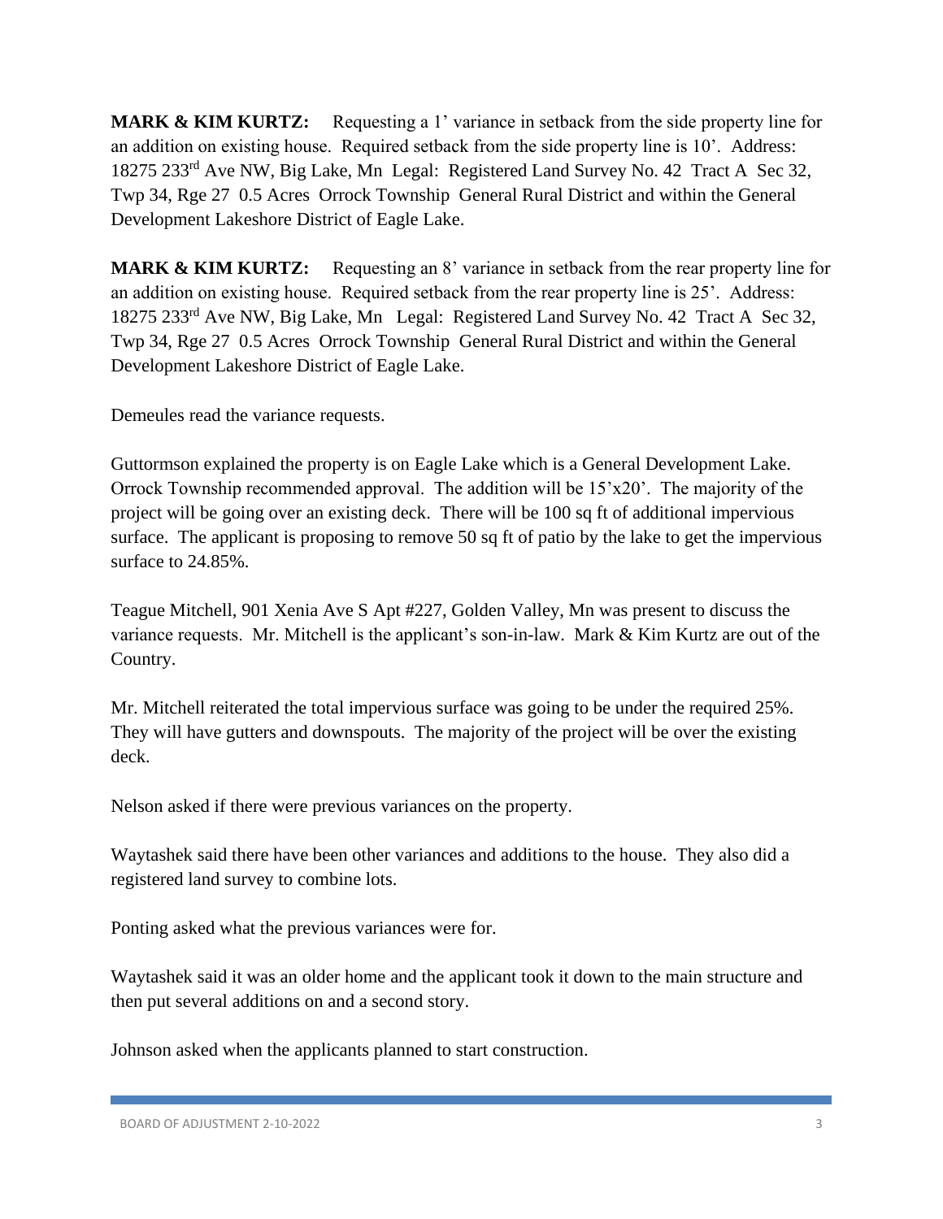**MARK & KIM KURTZ:** Requesting a 1' variance in setback from the side property line for an addition on existing house. Required setback from the side property line is 10'. Address: 18275 233rd Ave NW, Big Lake, Mn Legal: Registered Land Survey No. 42 Tract A Sec 32, Twp 34, Rge 27 0.5 Acres Orrock Township General Rural District and within the General Development Lakeshore District of Eagle Lake.

**MARK & KIM KURTZ:** Requesting an 8' variance in setback from the rear property line for an addition on existing house. Required setback from the rear property line is 25'. Address: 18275 233rd Ave NW, Big Lake, Mn Legal: Registered Land Survey No. 42 Tract A Sec 32, Twp 34, Rge 27 0.5 Acres Orrock Township General Rural District and within the General Development Lakeshore District of Eagle Lake.

Demeules read the variance requests.

Guttormson explained the property is on Eagle Lake which is a General Development Lake. Orrock Township recommended approval. The addition will be 15'x20'. The majority of the project will be going over an existing deck. There will be 100 sq ft of additional impervious surface. The applicant is proposing to remove 50 sq ft of patio by the lake to get the impervious surface to 24.85%.

Teague Mitchell, 901 Xenia Ave S Apt #227, Golden Valley, Mn was present to discuss the variance requests. Mr. Mitchell is the applicant's son-in-law. Mark & Kim Kurtz are out of the Country.

Mr. Mitchell reiterated the total impervious surface was going to be under the required 25%. They will have gutters and downspouts. The majority of the project will be over the existing deck.

Nelson asked if there were previous variances on the property.

Waytashek said there have been other variances and additions to the house. They also did a registered land survey to combine lots.

Ponting asked what the previous variances were for.

Waytashek said it was an older home and the applicant took it down to the main structure and then put several additions on and a second story.

Johnson asked when the applicants planned to start construction.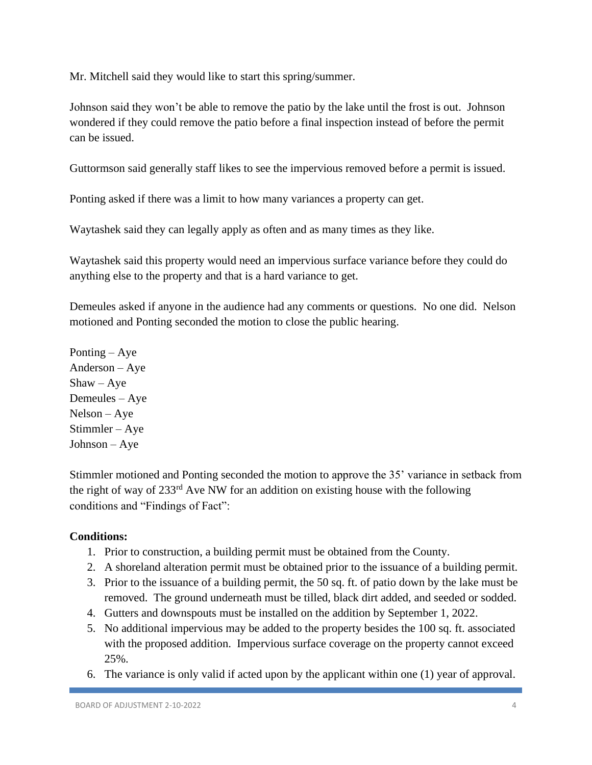Mr. Mitchell said they would like to start this spring/summer.

Johnson said they won't be able to remove the patio by the lake until the frost is out. Johnson wondered if they could remove the patio before a final inspection instead of before the permit can be issued.

Guttormson said generally staff likes to see the impervious removed before a permit is issued.

Ponting asked if there was a limit to how many variances a property can get.

Waytashek said they can legally apply as often and as many times as they like.

Waytashek said this property would need an impervious surface variance before they could do anything else to the property and that is a hard variance to get.

Demeules asked if anyone in the audience had any comments or questions. No one did. Nelson motioned and Ponting seconded the motion to close the public hearing.

Ponting – Aye
Anderson – Aye
Shaw – Aye
Demeules – Aye
Nelson – Aye
Stimmler – Aye
Johnson – Aye

Stimmler motioned and Ponting seconded the motion to approve the 35' variance in setback from the right of way of 233rd Ave NW for an addition on existing house with the following conditions and "Findings of Fact":

**Conditions:**

1. Prior to construction, a building permit must be obtained from the County.
2. A shoreland alteration permit must be obtained prior to the issuance of a building permit.
3. Prior to the issuance of a building permit, the 50 sq. ft. of patio down by the lake must be removed. The ground underneath must be tilled, black dirt added, and seeded or sodded.
4. Gutters and downspouts must be installed on the addition by September 1, 2022.
5. No additional impervious may be added to the property besides the 100 sq. ft. associated with the proposed addition. Impervious surface coverage on the property cannot exceed 25%.
6. The variance is only valid if acted upon by the applicant within one (1) year of approval.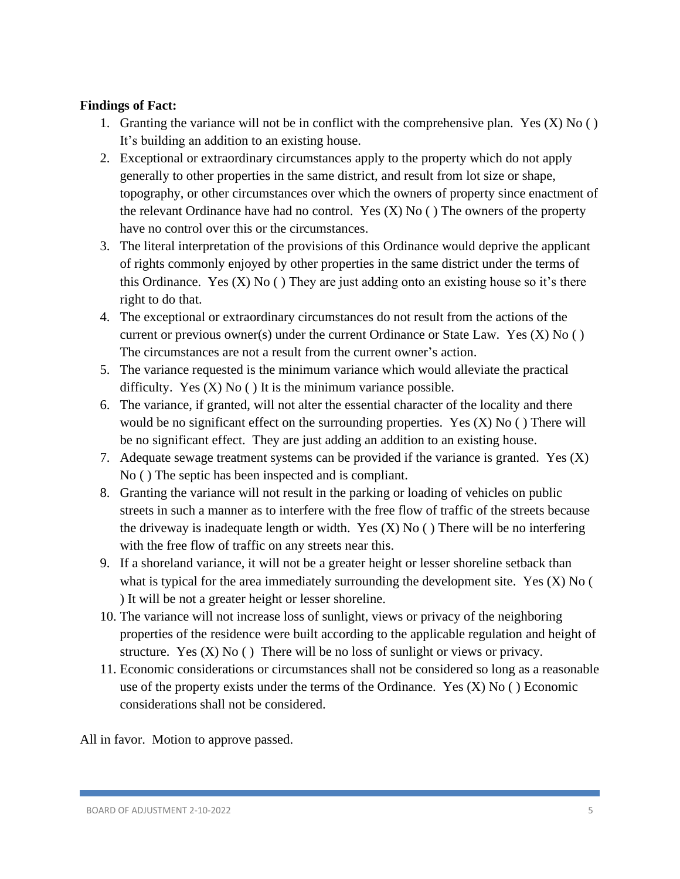**Findings of Fact:**

1. Granting the variance will not be in conflict with the comprehensive plan. Yes (X) No ( ) It's building an addition to an existing house.
2. Exceptional or extraordinary circumstances apply to the property which do not apply generally to other properties in the same district, and result from lot size or shape, topography, or other circumstances over which the owners of property since enactment of the relevant Ordinance have had no control. Yes (X) No ( ) The owners of the property have no control over this or the circumstances.
3. The literal interpretation of the provisions of this Ordinance would deprive the applicant of rights commonly enjoyed by other properties in the same district under the terms of this Ordinance. Yes (X) No ( ) They are just adding onto an existing house so it's there right to do that.
4. The exceptional or extraordinary circumstances do not result from the actions of the current or previous owner(s) under the current Ordinance or State Law. Yes (X) No ( ) The circumstances are not a result from the current owner's action.
5. The variance requested is the minimum variance which would alleviate the practical difficulty. Yes (X) No ( ) It is the minimum variance possible.
6. The variance, if granted, will not alter the essential character of the locality and there would be no significant effect on the surrounding properties. Yes (X) No ( ) There will be no significant effect. They are just adding an addition to an existing house.
7. Adequate sewage treatment systems can be provided if the variance is granted. Yes (X) No ( ) The septic has been inspected and is compliant.
8. Granting the variance will not result in the parking or loading of vehicles on public streets in such a manner as to interfere with the free flow of traffic of the streets because the driveway is inadequate length or width. Yes (X) No ( ) There will be no interfering with the free flow of traffic on any streets near this.
9. If a shoreland variance, it will not be a greater height or lesser shoreline setback than what is typical for the area immediately surrounding the development site. Yes (X) No ( ) It will be not a greater height or lesser shoreline.
10. The variance will not increase loss of sunlight, views or privacy of the neighboring properties of the residence were built according to the applicable regulation and height of structure. Yes (X) No ( ) There will be no loss of sunlight or views or privacy.
11. Economic considerations or circumstances shall not be considered so long as a reasonable use of the property exists under the terms of the Ordinance. Yes (X) No ( ) Economic considerations shall not be considered.

All in favor. Motion to approve passed.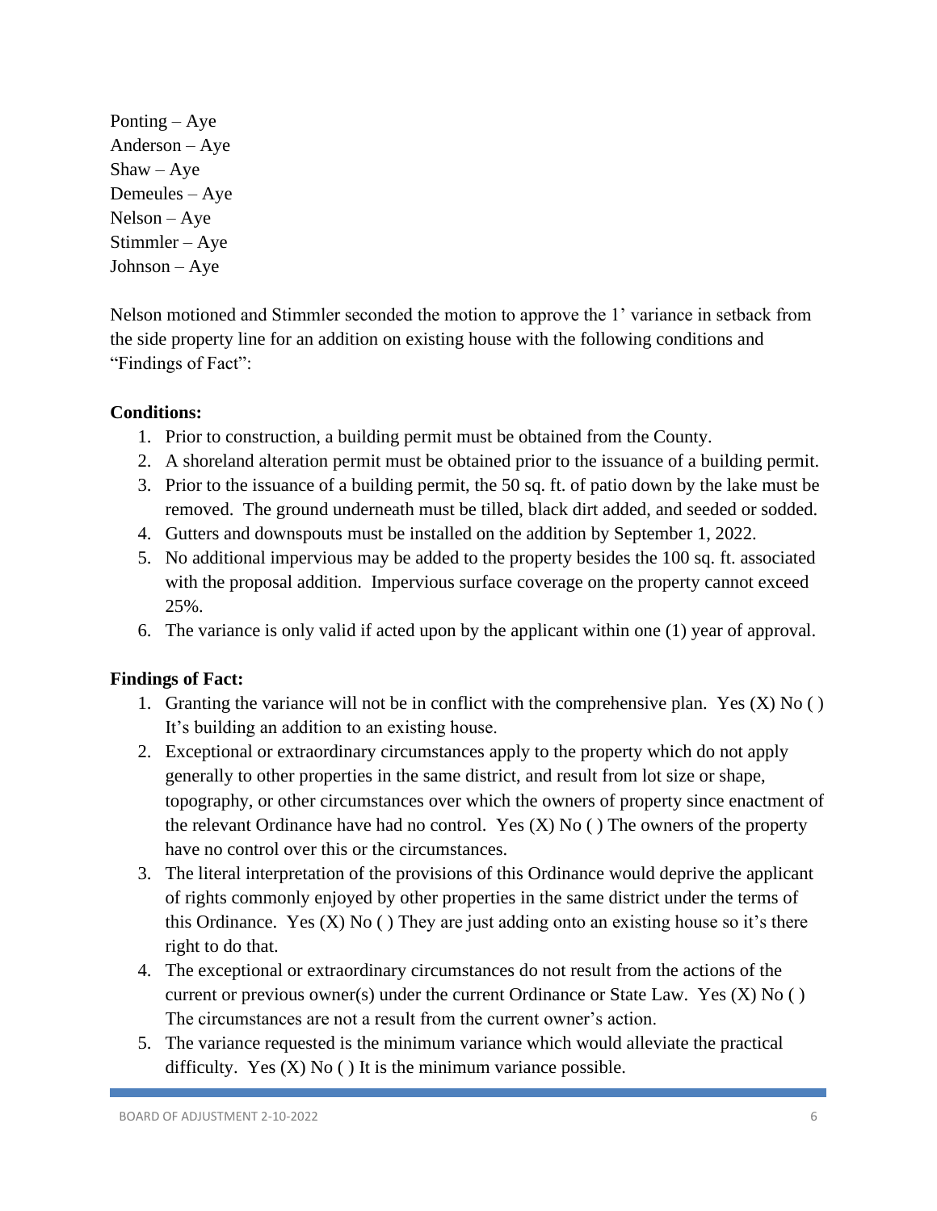Ponting – Aye
Anderson – Aye
Shaw – Aye
Demeules – Aye
Nelson – Aye
Stimmler – Aye
Johnson – Aye

Nelson motioned and Stimmler seconded the motion to approve the 1' variance in setback from the side property line for an addition on existing house with the following conditions and "Findings of Fact":

**Conditions:**

1. Prior to construction, a building permit must be obtained from the County.
2. A shoreland alteration permit must be obtained prior to the issuance of a building permit.
3. Prior to the issuance of a building permit, the 50 sq. ft. of patio down by the lake must be removed. The ground underneath must be tilled, black dirt added, and seeded or sodded.
4. Gutters and downspouts must be installed on the addition by September 1, 2022.
5. No additional impervious may be added to the property besides the 100 sq. ft. associated with the proposal addition. Impervious surface coverage on the property cannot exceed 25%.
6. The variance is only valid if acted upon by the applicant within one (1) year of approval.

**Findings of Fact:**

1. Granting the variance will not be in conflict with the comprehensive plan. Yes (X) No ( ) It's building an addition to an existing house.
2. Exceptional or extraordinary circumstances apply to the property which do not apply generally to other properties in the same district, and result from lot size or shape, topography, or other circumstances over which the owners of property since enactment of the relevant Ordinance have had no control. Yes (X) No ( ) The owners of the property have no control over this or the circumstances.
3. The literal interpretation of the provisions of this Ordinance would deprive the applicant of rights commonly enjoyed by other properties in the same district under the terms of this Ordinance. Yes (X) No ( ) They are just adding onto an existing house so it's there right to do that.
4. The exceptional or extraordinary circumstances do not result from the actions of the current or previous owner(s) under the current Ordinance or State Law. Yes (X) No ( ) The circumstances are not a result from the current owner's action.
5. The variance requested is the minimum variance which would alleviate the practical difficulty. Yes (X) No ( ) It is the minimum variance possible.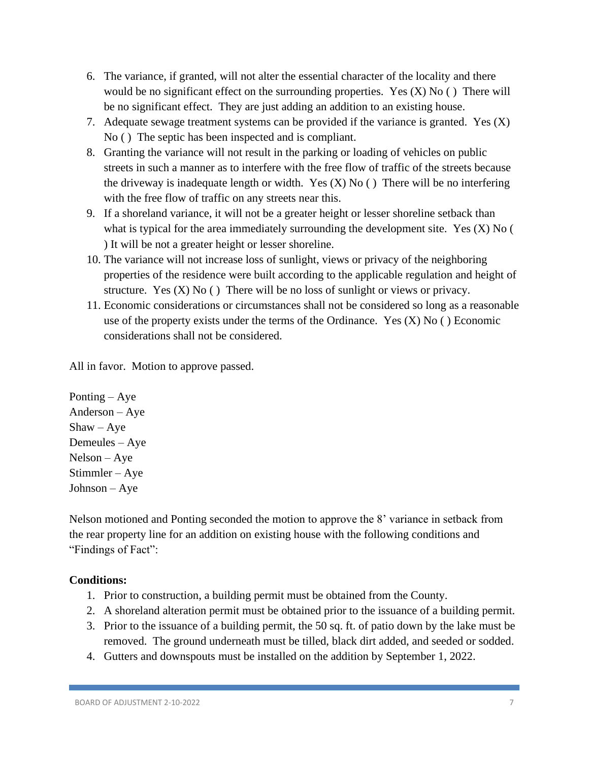6. The variance, if granted, will not alter the essential character of the locality and there would be no significant effect on the surrounding properties. Yes (X) No ( ) There will be no significant effect. They are just adding an addition to an existing house.
7. Adequate sewage treatment systems can be provided if the variance is granted. Yes (X) No ( ) The septic has been inspected and is compliant.
8. Granting the variance will not result in the parking or loading of vehicles on public streets in such a manner as to interfere with the free flow of traffic of the streets because the driveway is inadequate length or width. Yes (X) No ( ) There will be no interfering with the free flow of traffic on any streets near this.
9. If a shoreland variance, it will not be a greater height or lesser shoreline setback than what is typical for the area immediately surrounding the development site. Yes (X) No ( ) It will be not a greater height or lesser shoreline.
10. The variance will not increase loss of sunlight, views or privacy of the neighboring properties of the residence were built according to the applicable regulation and height of structure. Yes (X) No ( ) There will be no loss of sunlight or views or privacy.
11. Economic considerations or circumstances shall not be considered so long as a reasonable use of the property exists under the terms of the Ordinance. Yes (X) No ( ) Economic considerations shall not be considered.

All in favor. Motion to approve passed.

Ponting – Aye
Anderson – Aye
Shaw – Aye
Demeules – Aye
Nelson – Aye
Stimmler – Aye
Johnson – Aye

Nelson motioned and Ponting seconded the motion to approve the 8' variance in setback from the rear property line for an addition on existing house with the following conditions and "Findings of Fact":

**Conditions:**

1. Prior to construction, a building permit must be obtained from the County.
2. A shoreland alteration permit must be obtained prior to the issuance of a building permit.
3. Prior to the issuance of a building permit, the 50 sq. ft. of patio down by the lake must be removed. The ground underneath must be tilled, black dirt added, and seeded or sodded.
4. Gutters and downspouts must be installed on the addition by September 1, 2022.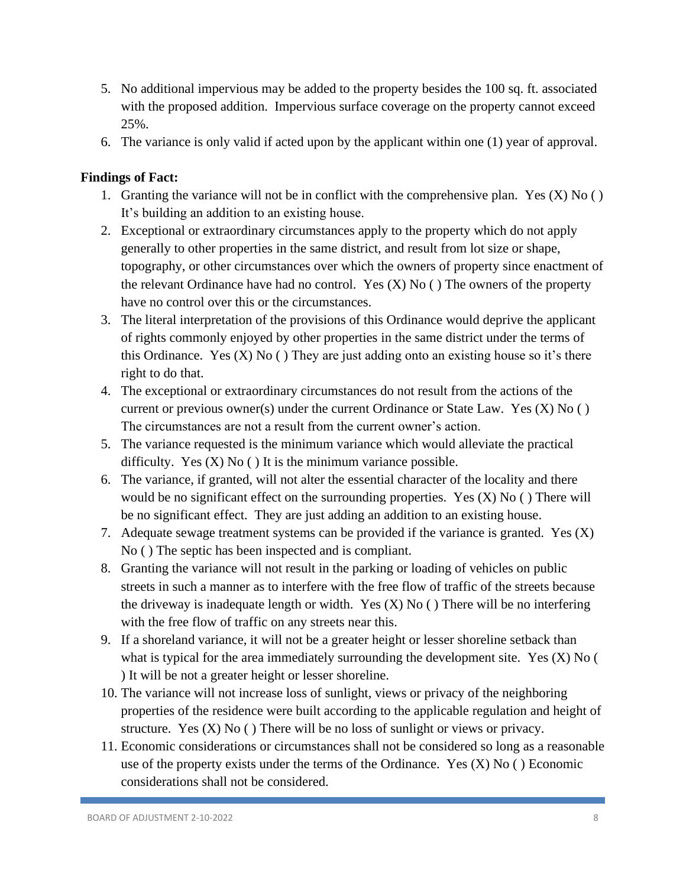5. No additional impervious may be added to the property besides the 100 sq. ft. associated with the proposed addition. Impervious surface coverage on the property cannot exceed 25%.
6. The variance is only valid if acted upon by the applicant within one (1) year of approval.

**Findings of Fact:**

1. Granting the variance will not be in conflict with the comprehensive plan. Yes (X) No ( ) It's building an addition to an existing house.
2. Exceptional or extraordinary circumstances apply to the property which do not apply generally to other properties in the same district, and result from lot size or shape, topography, or other circumstances over which the owners of property since enactment of the relevant Ordinance have had no control. Yes (X) No ( ) The owners of the property have no control over this or the circumstances.
3. The literal interpretation of the provisions of this Ordinance would deprive the applicant of rights commonly enjoyed by other properties in the same district under the terms of this Ordinance. Yes (X) No ( ) They are just adding onto an existing house so it's there right to do that.
4. The exceptional or extraordinary circumstances do not result from the actions of the current or previous owner(s) under the current Ordinance or State Law. Yes (X) No ( ) The circumstances are not a result from the current owner's action.
5. The variance requested is the minimum variance which would alleviate the practical difficulty. Yes (X) No ( ) It is the minimum variance possible.
6. The variance, if granted, will not alter the essential character of the locality and there would be no significant effect on the surrounding properties. Yes (X) No ( ) There will be no significant effect. They are just adding an addition to an existing house.
7. Adequate sewage treatment systems can be provided if the variance is granted. Yes (X) No ( ) The septic has been inspected and is compliant.
8. Granting the variance will not result in the parking or loading of vehicles on public streets in such a manner as to interfere with the free flow of traffic of the streets because the driveway is inadequate length or width. Yes (X) No ( ) There will be no interfering with the free flow of traffic on any streets near this.
9. If a shoreland variance, it will not be a greater height or lesser shoreline setback than what is typical for the area immediately surrounding the development site. Yes (X) No ( ) It will be not a greater height or lesser shoreline.
10. The variance will not increase loss of sunlight, views or privacy of the neighboring properties of the residence were built according to the applicable regulation and height of structure. Yes (X) No ( ) There will be no loss of sunlight or views or privacy.
11. Economic considerations or circumstances shall not be considered so long as a reasonable use of the property exists under the terms of the Ordinance. Yes (X) No ( ) Economic considerations shall not be considered.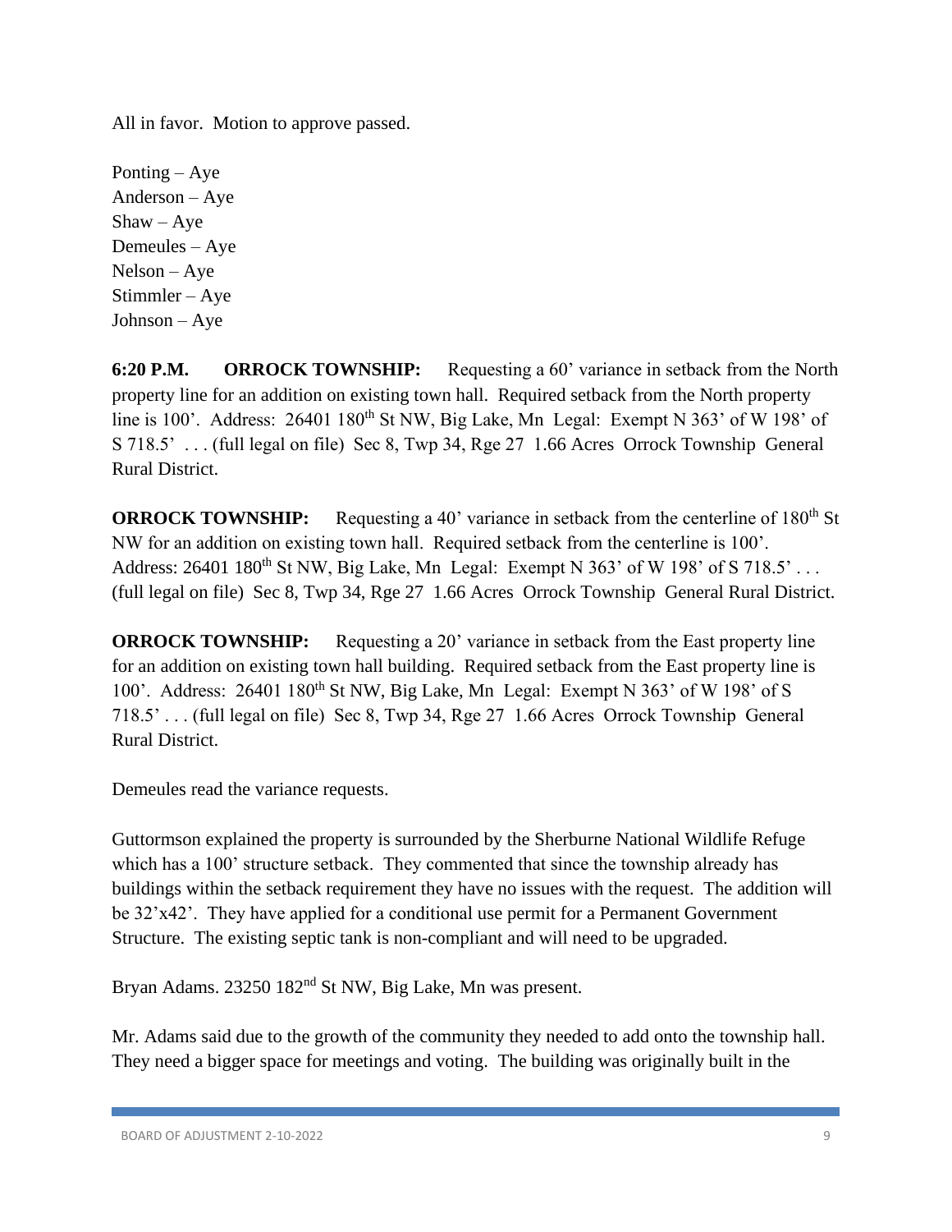All in favor. Motion to approve passed.

Ponting – Aye
Anderson – Aye
Shaw – Aye
Demeules – Aye
Nelson – Aye
Stimmler – Aye
Johnson – Aye

**6:20 P.M. ORROCK TOWNSHIP:** Requesting a 60' variance in setback from the North property line for an addition on existing town hall. Required setback from the North property line is 100'. Address: 26401 180th St NW, Big Lake, Mn Legal: Exempt N 363' of W 198' of S 718.5' . . . (full legal on file) Sec 8, Twp 34, Rge 27 1.66 Acres Orrock Township General Rural District.

**ORROCK TOWNSHIP:** Requesting a 40' variance in setback from the centerline of 180th St NW for an addition on existing town hall. Required setback from the centerline is 100'. Address: 26401 180th St NW, Big Lake, Mn Legal: Exempt N 363' of W 198' of S 718.5' . . . (full legal on file) Sec 8, Twp 34, Rge 27 1.66 Acres Orrock Township General Rural District.

**ORROCK TOWNSHIP:** Requesting a 20' variance in setback from the East property line for an addition on existing town hall building. Required setback from the East property line is 100'. Address: 26401 180th St NW, Big Lake, Mn Legal: Exempt N 363' of W 198' of S 718.5' . . . (full legal on file) Sec 8, Twp 34, Rge 27 1.66 Acres Orrock Township General Rural District.

Demeules read the variance requests.

Guttormson explained the property is surrounded by the Sherburne National Wildlife Refuge which has a 100' structure setback. They commented that since the township already has buildings within the setback requirement they have no issues with the request. The addition will be 32'x42'. They have applied for a conditional use permit for a Permanent Government Structure. The existing septic tank is non-compliant and will need to be upgraded.

Bryan Adams. 23250 182nd St NW, Big Lake, Mn was present.

Mr. Adams said due to the growth of the community they needed to add onto the township hall. They need a bigger space for meetings and voting. The building was originally built in the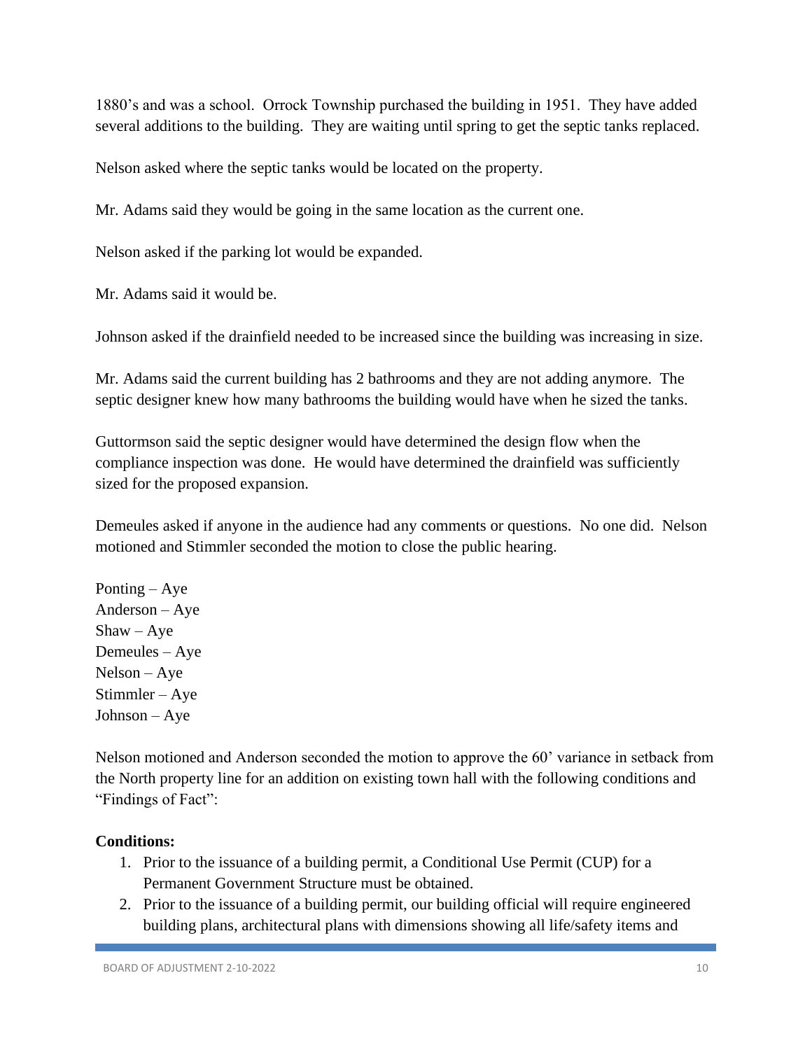1880's and was a school. Orrock Township purchased the building in 1951. They have added several additions to the building. They are waiting until spring to get the septic tanks replaced.

Nelson asked where the septic tanks would be located on the property.

Mr. Adams said they would be going in the same location as the current one.

Nelson asked if the parking lot would be expanded.

Mr. Adams said it would be.

Johnson asked if the drainfield needed to be increased since the building was increasing in size.

Mr. Adams said the current building has 2 bathrooms and they are not adding anymore. The septic designer knew how many bathrooms the building would have when he sized the tanks.

Guttormson said the septic designer would have determined the design flow when the compliance inspection was done. He would have determined the drainfield was sufficiently sized for the proposed expansion.

Demeules asked if anyone in the audience had any comments or questions. No one did. Nelson motioned and Stimmler seconded the motion to close the public hearing.

Ponting – Aye
Anderson – Aye
Shaw – Aye
Demeules – Aye
Nelson – Aye
Stimmler – Aye
Johnson – Aye

Nelson motioned and Anderson seconded the motion to approve the 60' variance in setback from the North property line for an addition on existing town hall with the following conditions and "Findings of Fact":

**Conditions:**

1. Prior to the issuance of a building permit, a Conditional Use Permit (CUP) for a Permanent Government Structure must be obtained.
2. Prior to the issuance of a building permit, our building official will require engineered building plans, architectural plans with dimensions showing all life/safety items and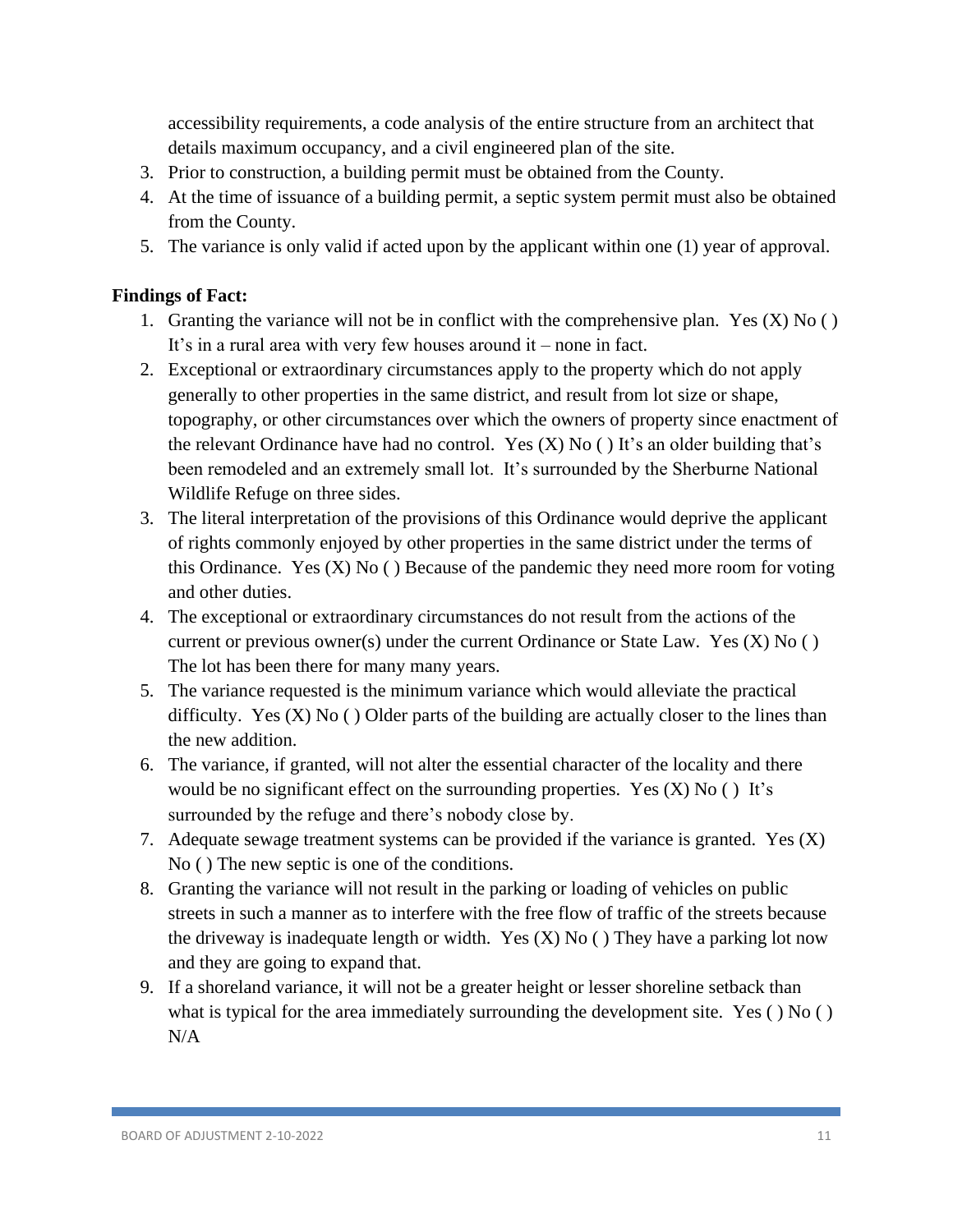accessibility requirements, a code analysis of the entire structure from an architect that details maximum occupancy, and a civil engineered plan of the site.

3. Prior to construction, a building permit must be obtained from the County.
4. At the time of issuance of a building permit, a septic system permit must also be obtained from the County.
5. The variance is only valid if acted upon by the applicant within one (1) year of approval.

**Findings of Fact:**

1. Granting the variance will not be in conflict with the comprehensive plan. Yes (X) No ( ) It's in a rural area with very few houses around it – none in fact.
2. Exceptional or extraordinary circumstances apply to the property which do not apply generally to other properties in the same district, and result from lot size or shape, topography, or other circumstances over which the owners of property since enactment of the relevant Ordinance have had no control. Yes (X) No ( ) It's an older building that's been remodeled and an extremely small lot. It's surrounded by the Sherburne National Wildlife Refuge on three sides.
3. The literal interpretation of the provisions of this Ordinance would deprive the applicant of rights commonly enjoyed by other properties in the same district under the terms of this Ordinance. Yes (X) No ( ) Because of the pandemic they need more room for voting and other duties.
4. The exceptional or extraordinary circumstances do not result from the actions of the current or previous owner(s) under the current Ordinance or State Law. Yes (X) No ( ) The lot has been there for many many years.
5. The variance requested is the minimum variance which would alleviate the practical difficulty. Yes (X) No ( ) Older parts of the building are actually closer to the lines than the new addition.
6. The variance, if granted, will not alter the essential character of the locality and there would be no significant effect on the surrounding properties. Yes (X) No ( ) It's surrounded by the refuge and there's nobody close by.
7. Adequate sewage treatment systems can be provided if the variance is granted. Yes (X) No ( ) The new septic is one of the conditions.
8. Granting the variance will not result in the parking or loading of vehicles on public streets in such a manner as to interfere with the free flow of traffic of the streets because the driveway is inadequate length or width. Yes (X) No ( ) They have a parking lot now and they are going to expand that.
9. If a shoreland variance, it will not be a greater height or lesser shoreline setback than what is typical for the area immediately surrounding the development site. Yes ( ) No ( ) N/A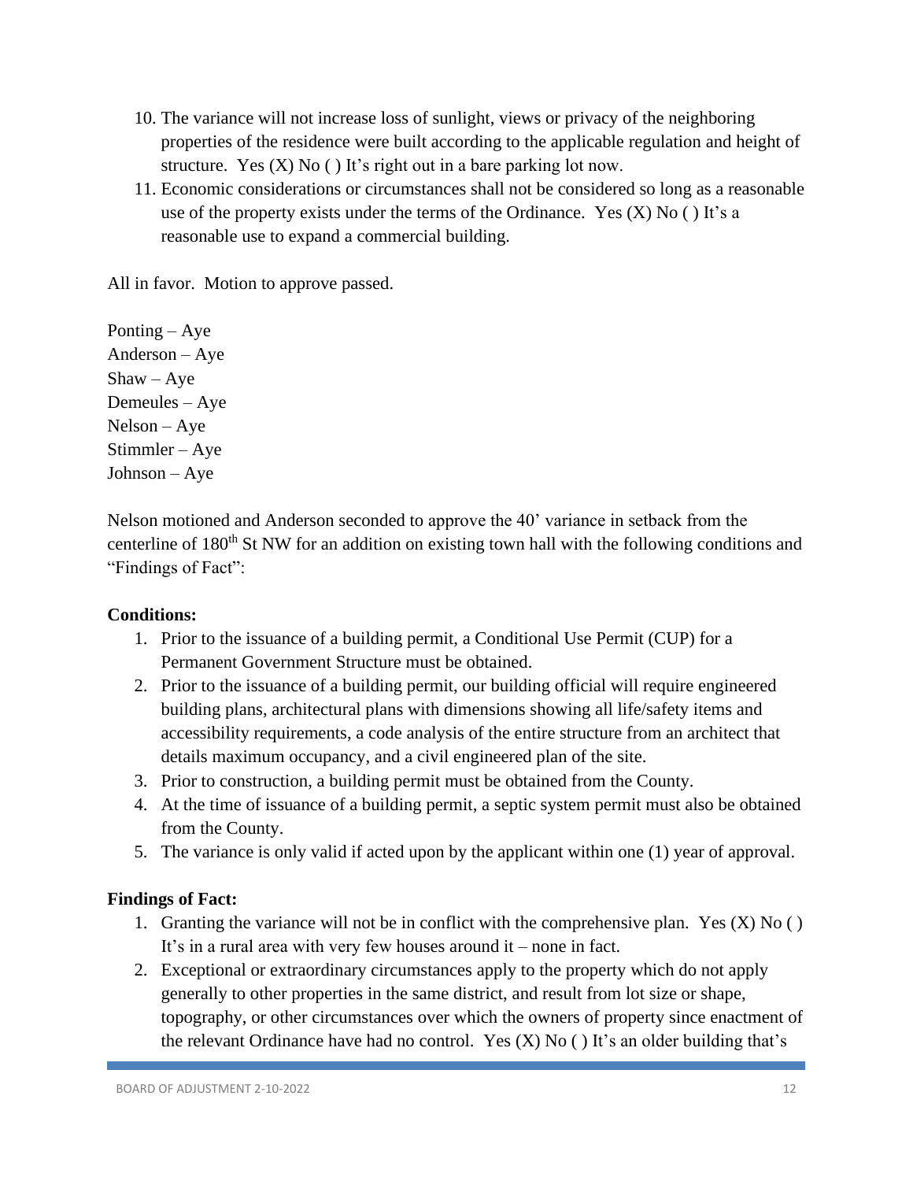10. The variance will not increase loss of sunlight, views or privacy of the neighboring properties of the residence were built according to the applicable regulation and height of structure. Yes (X) No ( ) It's right out in a bare parking lot now.
11. Economic considerations or circumstances shall not be considered so long as a reasonable use of the property exists under the terms of the Ordinance. Yes (X) No ( ) It's a reasonable use to expand a commercial building.

All in favor. Motion to approve passed.

Ponting – Aye
Anderson – Aye
Shaw – Aye
Demeules – Aye
Nelson – Aye
Stimmler – Aye
Johnson – Aye

Nelson motioned and Anderson seconded to approve the 40' variance in setback from the centerline of 180th St NW for an addition on existing town hall with the following conditions and "Findings of Fact":

**Conditions:**

1. Prior to the issuance of a building permit, a Conditional Use Permit (CUP) for a Permanent Government Structure must be obtained.
2. Prior to the issuance of a building permit, our building official will require engineered building plans, architectural plans with dimensions showing all life/safety items and accessibility requirements, a code analysis of the entire structure from an architect that details maximum occupancy, and a civil engineered plan of the site.
3. Prior to construction, a building permit must be obtained from the County.
4. At the time of issuance of a building permit, a septic system permit must also be obtained from the County.
5. The variance is only valid if acted upon by the applicant within one (1) year of approval.

**Findings of Fact:**

1. Granting the variance will not be in conflict with the comprehensive plan. Yes (X) No ( ) It's in a rural area with very few houses around it – none in fact.
2. Exceptional or extraordinary circumstances apply to the property which do not apply generally to other properties in the same district, and result from lot size or shape, topography, or other circumstances over which the owners of property since enactment of the relevant Ordinance have had no control. Yes (X) No ( ) It's an older building that's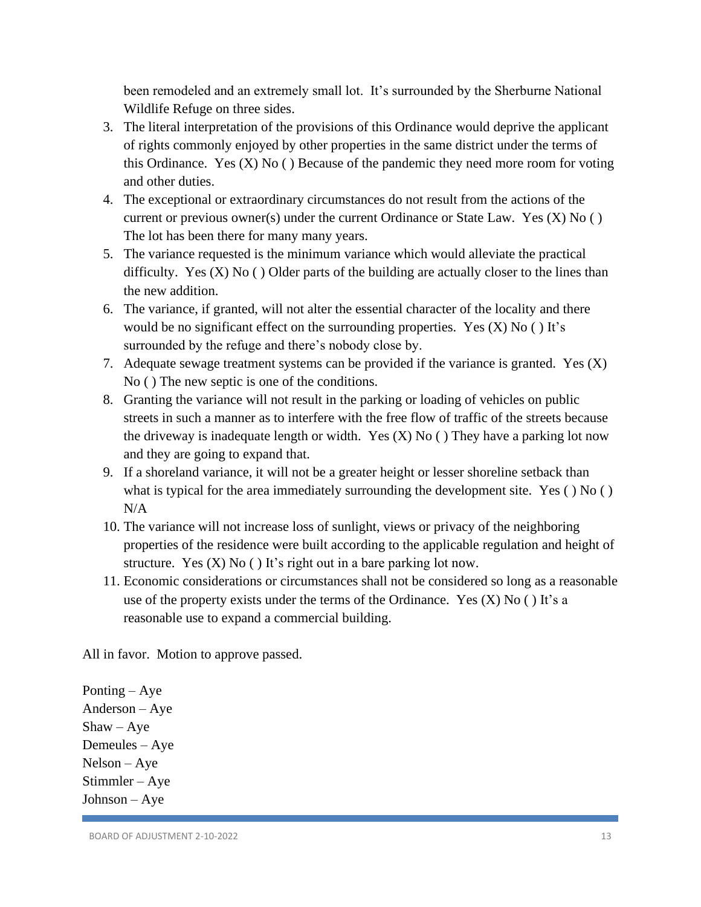been remodeled and an extremely small lot. It's surrounded by the Sherburne National Wildlife Refuge on three sides.

3. The literal interpretation of the provisions of this Ordinance would deprive the applicant of rights commonly enjoyed by other properties in the same district under the terms of this Ordinance. Yes (X) No ( ) Because of the pandemic they need more room for voting and other duties.
4. The exceptional or extraordinary circumstances do not result from the actions of the current or previous owner(s) under the current Ordinance or State Law. Yes (X) No ( ) The lot has been there for many many years.
5. The variance requested is the minimum variance which would alleviate the practical difficulty. Yes (X) No ( ) Older parts of the building are actually closer to the lines than the new addition.
6. The variance, if granted, will not alter the essential character of the locality and there would be no significant effect on the surrounding properties. Yes (X) No ( ) It's surrounded by the refuge and there's nobody close by.
7. Adequate sewage treatment systems can be provided if the variance is granted. Yes (X) No ( ) The new septic is one of the conditions.
8. Granting the variance will not result in the parking or loading of vehicles on public streets in such a manner as to interfere with the free flow of traffic of the streets because the driveway is inadequate length or width. Yes (X) No ( ) They have a parking lot now and they are going to expand that.
9. If a shoreland variance, it will not be a greater height or lesser shoreline setback than what is typical for the area immediately surrounding the development site. Yes ( ) No ( ) N/A
10. The variance will not increase loss of sunlight, views or privacy of the neighboring properties of the residence were built according to the applicable regulation and height of structure. Yes (X) No ( ) It's right out in a bare parking lot now.
11. Economic considerations or circumstances shall not be considered so long as a reasonable use of the property exists under the terms of the Ordinance. Yes (X) No ( ) It's a reasonable use to expand a commercial building.

All in favor. Motion to approve passed.

Ponting – Aye
Anderson – Aye
Shaw – Aye
Demeules – Aye
Nelson – Aye
Stimmler – Aye
Johnson – Aye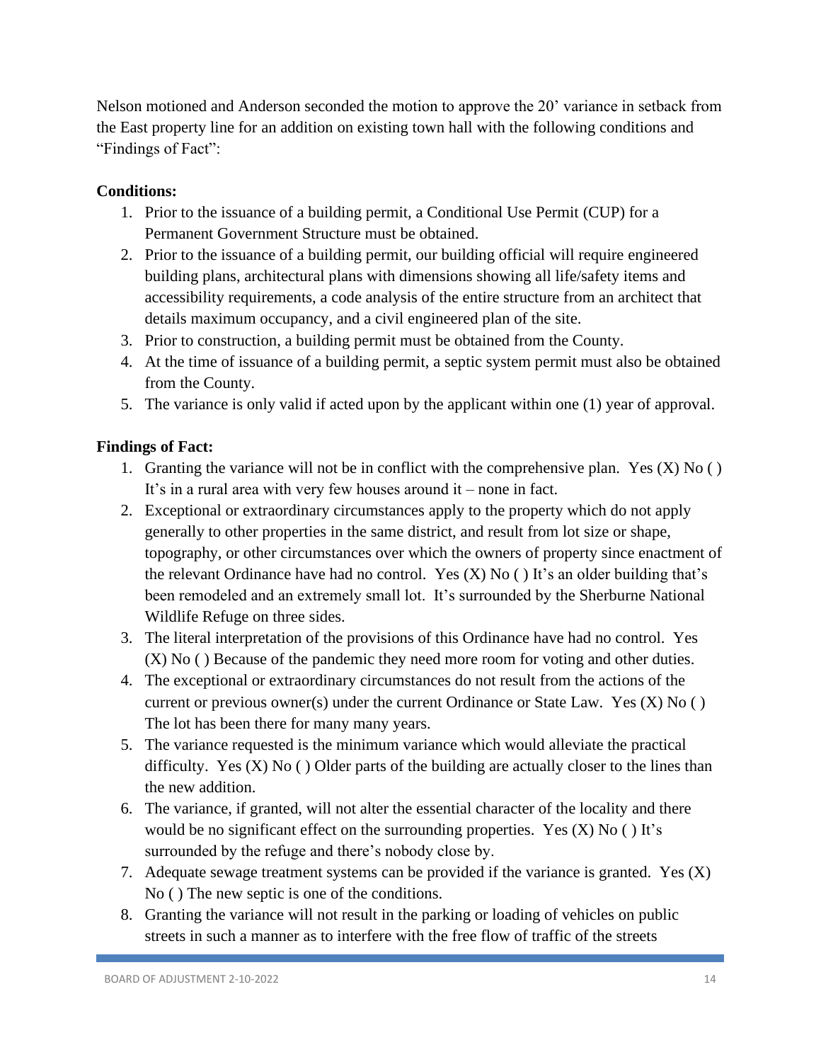Nelson motioned and Anderson seconded the motion to approve the 20' variance in setback from the East property line for an addition on existing town hall with the following conditions and "Findings of Fact":

**Conditions:**

1. Prior to the issuance of a building permit, a Conditional Use Permit (CUP) for a Permanent Government Structure must be obtained.
2. Prior to the issuance of a building permit, our building official will require engineered building plans, architectural plans with dimensions showing all life/safety items and accessibility requirements, a code analysis of the entire structure from an architect that details maximum occupancy, and a civil engineered plan of the site.
3. Prior to construction, a building permit must be obtained from the County.
4. At the time of issuance of a building permit, a septic system permit must also be obtained from the County.
5. The variance is only valid if acted upon by the applicant within one (1) year of approval.

**Findings of Fact:**

1. Granting the variance will not be in conflict with the comprehensive plan. Yes (X) No ( ) It's in a rural area with very few houses around it – none in fact.
2. Exceptional or extraordinary circumstances apply to the property which do not apply generally to other properties in the same district, and result from lot size or shape, topography, or other circumstances over which the owners of property since enactment of the relevant Ordinance have had no control. Yes (X) No ( ) It's an older building that's been remodeled and an extremely small lot. It's surrounded by the Sherburne National Wildlife Refuge on three sides.
3. The literal interpretation of the provisions of this Ordinance have had no control. Yes (X) No ( ) Because of the pandemic they need more room for voting and other duties.
4. The exceptional or extraordinary circumstances do not result from the actions of the current or previous owner(s) under the current Ordinance or State Law. Yes (X) No ( ) The lot has been there for many many years.
5. The variance requested is the minimum variance which would alleviate the practical difficulty. Yes (X) No ( ) Older parts of the building are actually closer to the lines than the new addition.
6. The variance, if granted, will not alter the essential character of the locality and there would be no significant effect on the surrounding properties. Yes (X) No ( ) It's surrounded by the refuge and there's nobody close by.
7. Adequate sewage treatment systems can be provided if the variance is granted. Yes (X) No ( ) The new septic is one of the conditions.
8. Granting the variance will not result in the parking or loading of vehicles on public streets in such a manner as to interfere with the free flow of traffic of the streets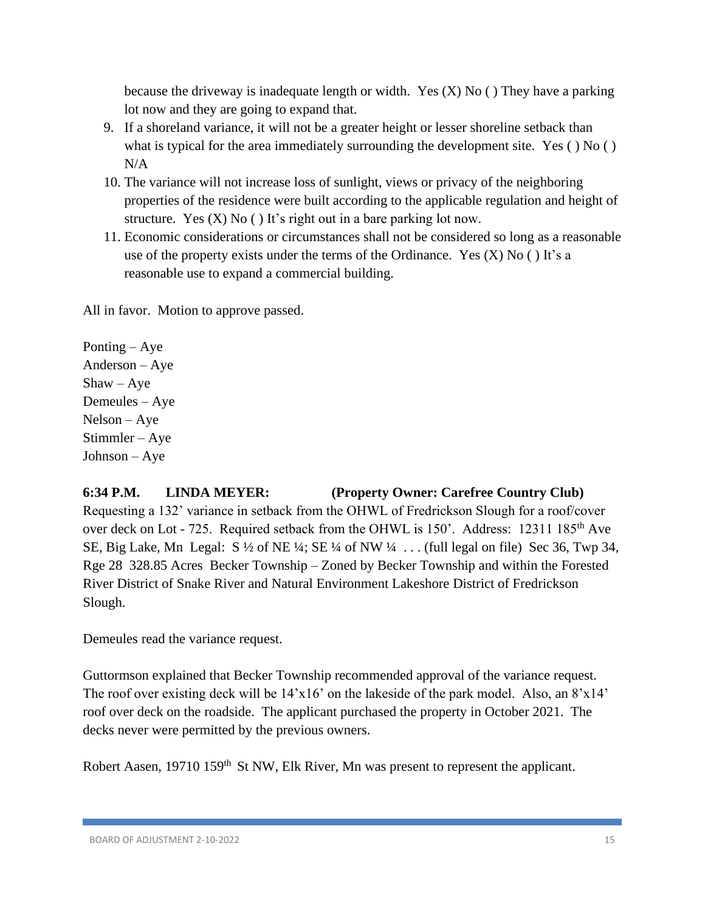because the driveway is inadequate length or width. Yes (X) No ( ) They have a parking lot now and they are going to expand that.

9. If a shoreland variance, it will not be a greater height or lesser shoreline setback than what is typical for the area immediately surrounding the development site. Yes ( ) No ( ) N/A
10. The variance will not increase loss of sunlight, views or privacy of the neighboring properties of the residence were built according to the applicable regulation and height of structure. Yes (X) No ( ) It's right out in a bare parking lot now.
11. Economic considerations or circumstances shall not be considered so long as a reasonable use of the property exists under the terms of the Ordinance. Yes (X) No ( ) It's a reasonable use to expand a commercial building.

All in favor. Motion to approve passed.

Ponting – Aye
Anderson – Aye
Shaw – Aye
Demeules – Aye
Nelson – Aye
Stimmler – Aye
Johnson – Aye

**6:34 P.M. LINDA MEYER: (Property Owner: Carefree Country Club)**
Requesting a 132' variance in setback from the OHWL of Fredrickson Slough for a roof/cover over deck on Lot - 725. Required setback from the OHWL is 150'. Address: 12311 185th Ave SE, Big Lake, Mn Legal: S ½ of NE ¼; SE ¼ of NW ¼ . . . (full legal on file) Sec 36, Twp 34, Rge 28 328.85 Acres Becker Township – Zoned by Becker Township and within the Forested River District of Snake River and Natural Environment Lakeshore District of Fredrickson Slough.

Demeules read the variance request.

Guttormson explained that Becker Township recommended approval of the variance request. The roof over existing deck will be 14'x16' on the lakeside of the park model. Also, an 8'x14' roof over deck on the roadside. The applicant purchased the property in October 2021. The decks never were permitted by the previous owners.

Robert Aasen, 19710 159th St NW, Elk River, Mn was present to represent the applicant.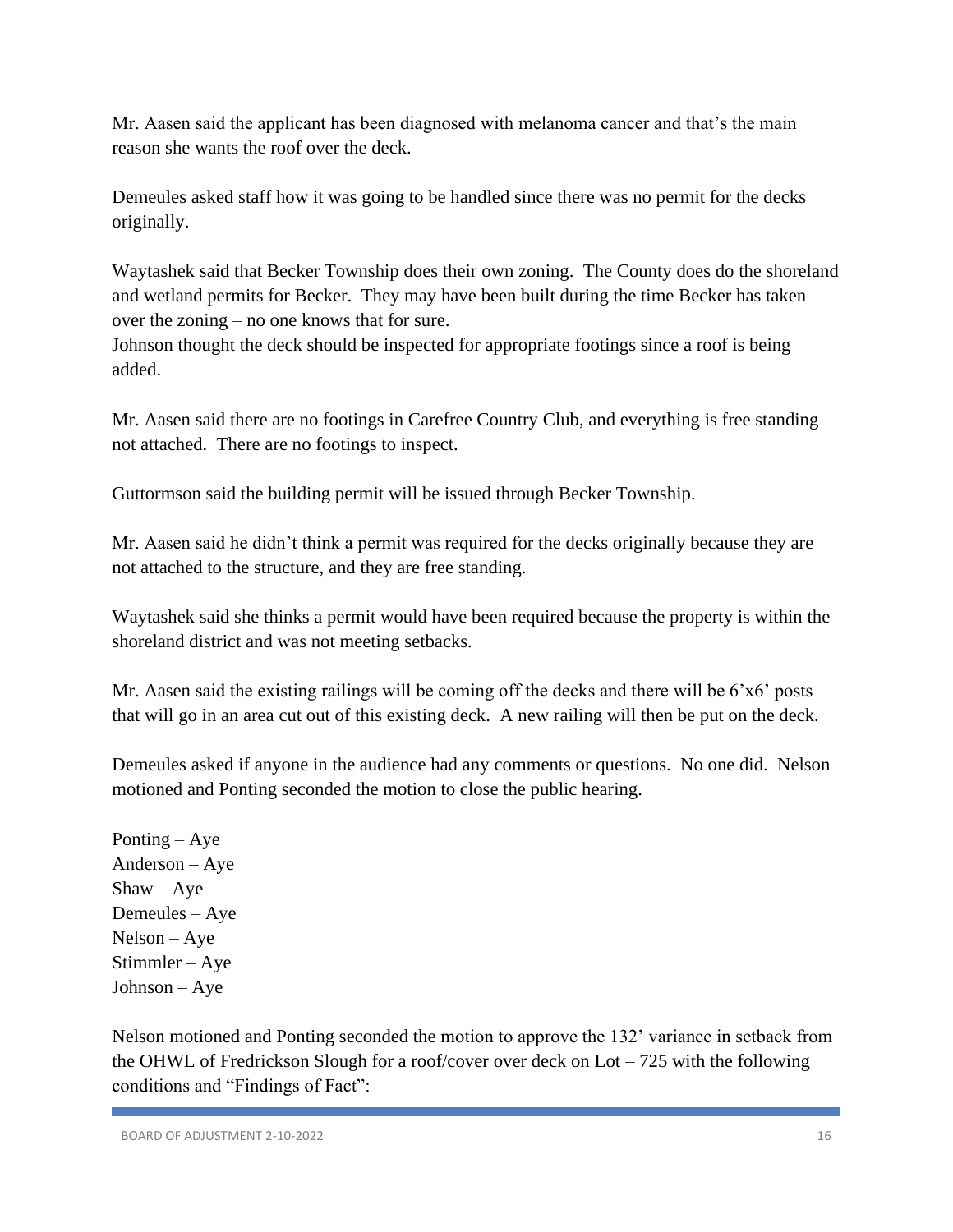Mr. Aasen said the applicant has been diagnosed with melanoma cancer and that's the main reason she wants the roof over the deck.

Demeules asked staff how it was going to be handled since there was no permit for the decks originally.

Waytashek said that Becker Township does their own zoning. The County does do the shoreland and wetland permits for Becker. They may have been built during the time Becker has taken over the zoning – no one knows that for sure.
Johnson thought the deck should be inspected for appropriate footings since a roof is being added.

Mr. Aasen said there are no footings in Carefree Country Club, and everything is free standing not attached. There are no footings to inspect.

Guttormson said the building permit will be issued through Becker Township.

Mr. Aasen said he didn't think a permit was required for the decks originally because they are not attached to the structure, and they are free standing.

Waytashek said she thinks a permit would have been required because the property is within the shoreland district and was not meeting setbacks.

Mr. Aasen said the existing railings will be coming off the decks and there will be 6'x6' posts that will go in an area cut out of this existing deck. A new railing will then be put on the deck.

Demeules asked if anyone in the audience had any comments or questions. No one did. Nelson motioned and Ponting seconded the motion to close the public hearing.

Ponting – Aye
Anderson – Aye
Shaw – Aye
Demeules – Aye
Nelson – Aye
Stimmler – Aye
Johnson – Aye

Nelson motioned and Ponting seconded the motion to approve the 132' variance in setback from the OHWL of Fredrickson Slough for a roof/cover over deck on Lot – 725 with the following conditions and "Findings of Fact":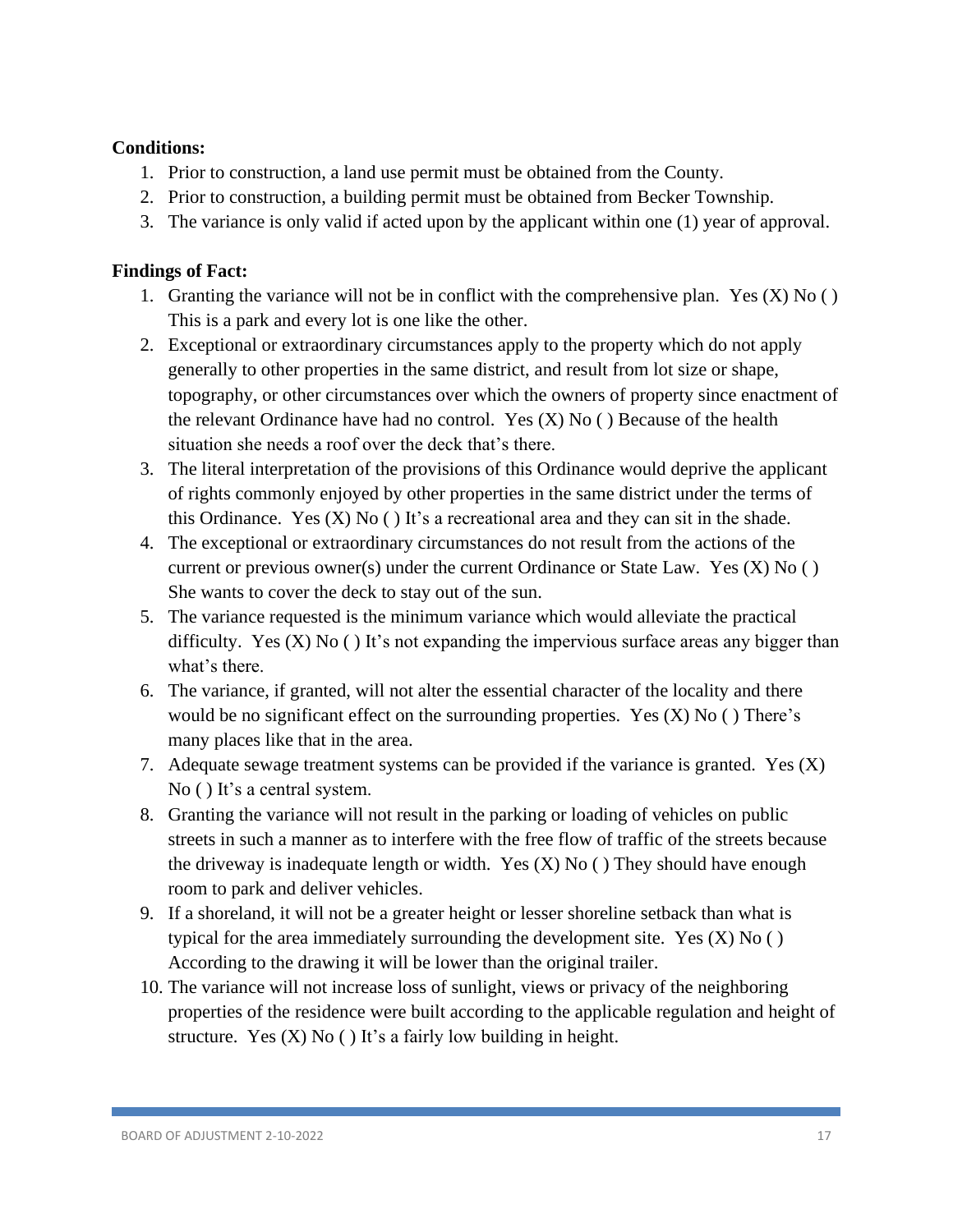**Conditions:**

1. Prior to construction, a land use permit must be obtained from the County.
2. Prior to construction, a building permit must be obtained from Becker Township.
3. The variance is only valid if acted upon by the applicant within one (1) year of approval.

**Findings of Fact:**

1. Granting the variance will not be in conflict with the comprehensive plan. Yes (X) No ( ) This is a park and every lot is one like the other.
2. Exceptional or extraordinary circumstances apply to the property which do not apply generally to other properties in the same district, and result from lot size or shape, topography, or other circumstances over which the owners of property since enactment of the relevant Ordinance have had no control. Yes (X) No ( ) Because of the health situation she needs a roof over the deck that's there.
3. The literal interpretation of the provisions of this Ordinance would deprive the applicant of rights commonly enjoyed by other properties in the same district under the terms of this Ordinance. Yes (X) No ( ) It's a recreational area and they can sit in the shade.
4. The exceptional or extraordinary circumstances do not result from the actions of the current or previous owner(s) under the current Ordinance or State Law. Yes (X) No ( ) She wants to cover the deck to stay out of the sun.
5. The variance requested is the minimum variance which would alleviate the practical difficulty. Yes (X) No ( ) It's not expanding the impervious surface areas any bigger than what's there.
6. The variance, if granted, will not alter the essential character of the locality and there would be no significant effect on the surrounding properties. Yes (X) No ( ) There's many places like that in the area.
7. Adequate sewage treatment systems can be provided if the variance is granted. Yes (X) No ( ) It's a central system.
8. Granting the variance will not result in the parking or loading of vehicles on public streets in such a manner as to interfere with the free flow of traffic of the streets because the driveway is inadequate length or width. Yes (X) No ( ) They should have enough room to park and deliver vehicles.
9. If a shoreland, it will not be a greater height or lesser shoreline setback than what is typical for the area immediately surrounding the development site. Yes (X) No ( ) According to the drawing it will be lower than the original trailer.
10. The variance will not increase loss of sunlight, views or privacy of the neighboring properties of the residence were built according to the applicable regulation and height of structure. Yes (X) No ( ) It's a fairly low building in height.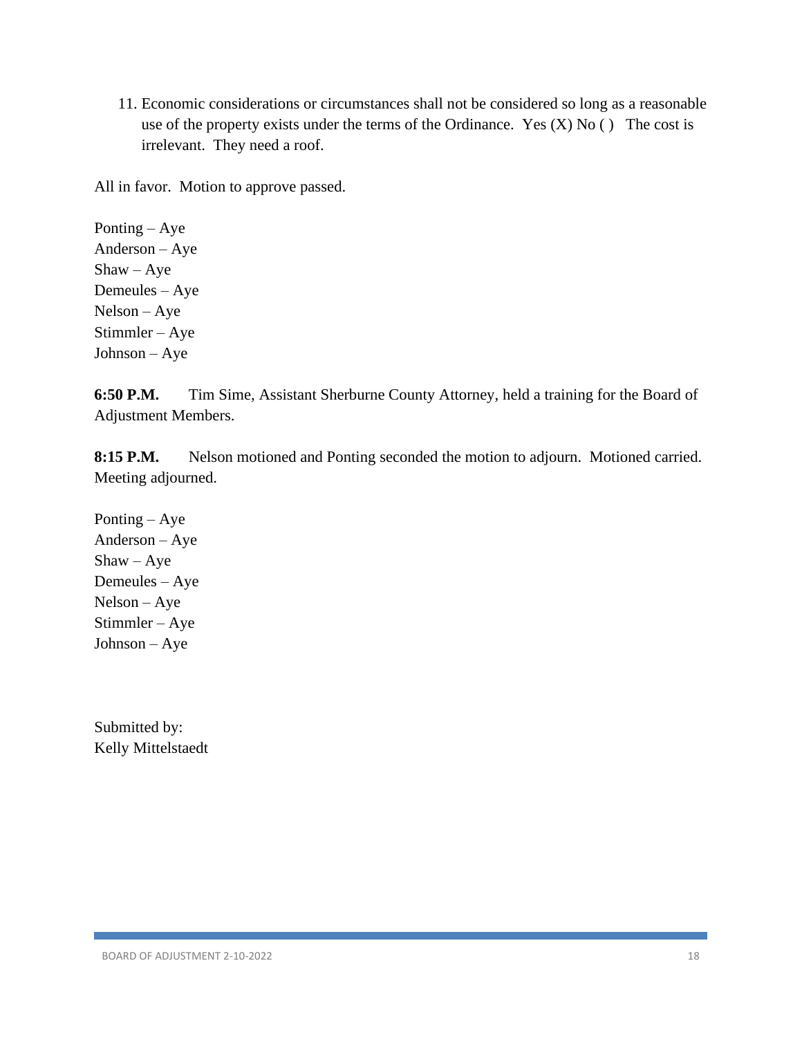11. Economic considerations or circumstances shall not be considered so long as a reasonable use of the property exists under the terms of the Ordinance. Yes (X) No ( ) The cost is irrelevant. They need a roof.

All in favor. Motion to approve passed.

Ponting – Aye
Anderson – Aye
Shaw – Aye
Demeules – Aye
Nelson – Aye
Stimmler – Aye
Johnson – Aye

**6:50 P.M.** Tim Sime, Assistant Sherburne County Attorney, held a training for the Board of Adjustment Members.

**8:15 P.M.** Nelson motioned and Ponting seconded the motion to adjourn. Motioned carried. Meeting adjourned.

Ponting – Aye
Anderson – Aye
Shaw – Aye
Demeules – Aye
Nelson – Aye
Stimmler – Aye
Johnson – Aye

Submitted by:
Kelly Mittelstaedt